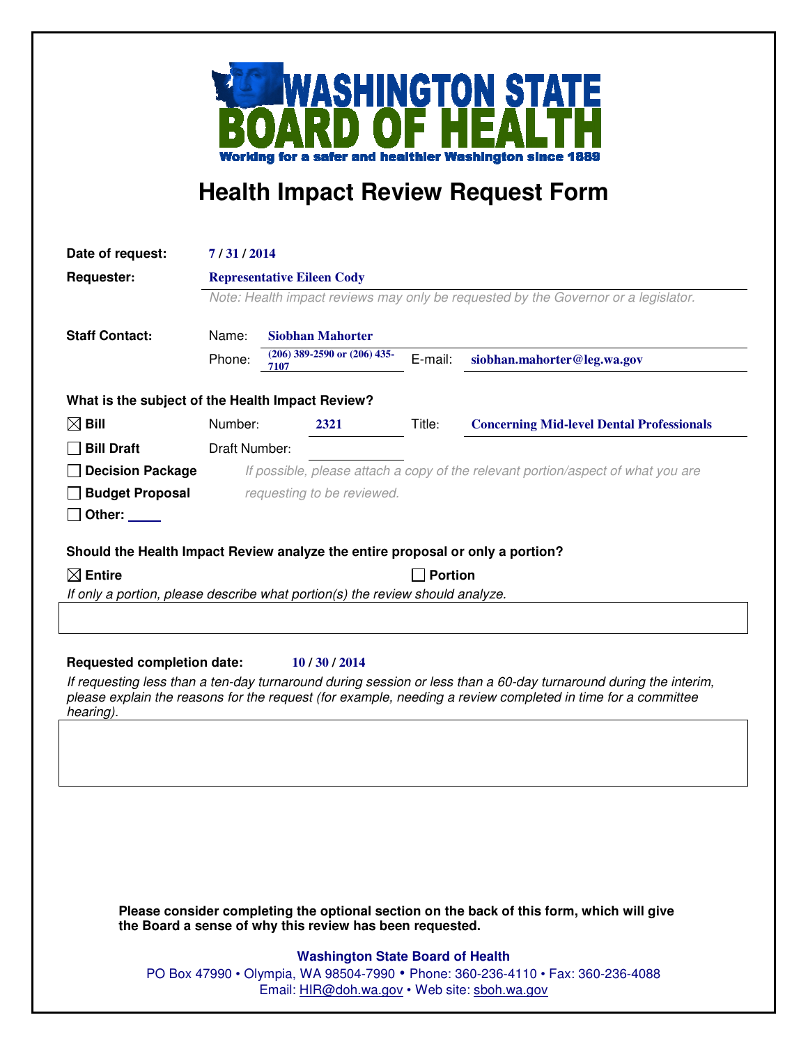# WASHINGTON STATE BOARD OF HEALTH

**Working for a safer and healthier Washington since 1889**

# Health Impact Review Request Form

**Date of request:** 7 / 31 / 2014

**Requester:** Representative Eileen Cody

*Note: Health impact reviews may only be requested by the Governor or a legislator.*

**Staff Contact:**

Name: Siobhan Mahorter

Phone: (206) 389-2590 or (206) 435-7107 E-mail: siobhan.mahorter@leg.wa.gov

**What is the subject of the Health Impact Review?**

☒ **Bill** Number: 2321 Title: Concerning Mid-level Dental Professionals

☐ **Bill Draft** Draft Number:

☐ **Decision Package** *If possible, please attach a copy of the relevant portion/aspect of what you are*

☐ **Budget Proposal** *requesting to be reviewed.*

☐ **Other:** ____

**Should the Health Impact Review analyze the entire proposal or only a portion?**

☒ **Entire** ☐ **Portion**

*If only a portion, please describe what portion(s) the review should analyze.*

**Requested completion date:** 10 / 30 / 2014

*If requesting less than a ten-day turnaround during session or less than a 60-day turnaround during the interim, please explain the reasons for the request (for example, needing a review completed in time for a committee hearing).*

**Please consider completing the optional section on the back of this form, which will give the Board a sense of why this review has been requested.**

**Washington State Board of Health**

PO Box 47990 • Olympia, WA 98504-7990 • Phone: 360-236-4110 • Fax: 360-236-4088

Email: HIR@doh.wa.gov • Web site: sboh.wa.gov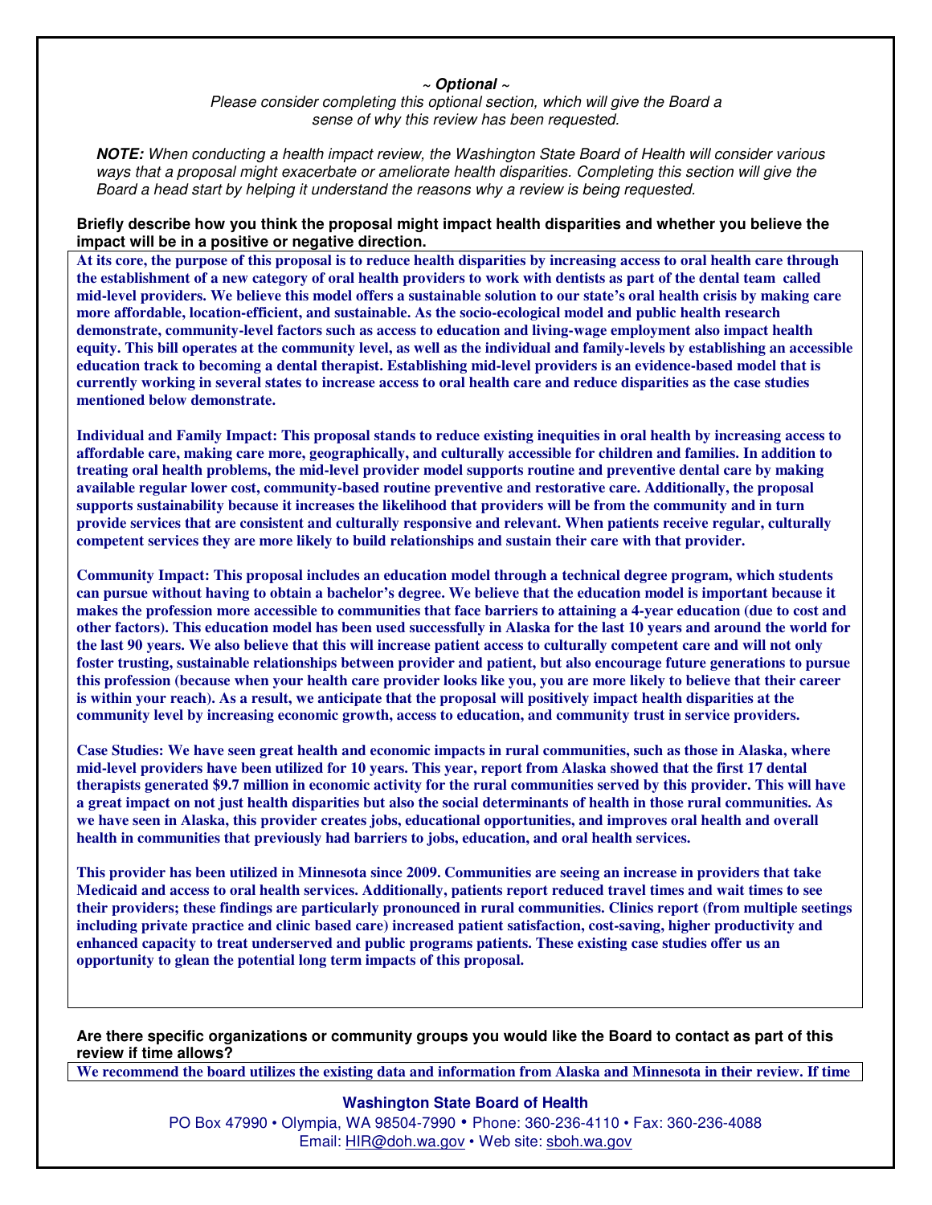*~ **Optional** ~*

*Please consider completing this optional section, which will give the Board a sense of why this review has been requested.*

***NOTE:*** *When conducting a health impact review, the Washington State Board of Health will consider various ways that a proposal might exacerbate or ameliorate health disparities. Completing this section will give the Board a head start by helping it understand the reasons why a review is being requested.*

**Briefly describe how you think the proposal might impact health disparities and whether you believe the impact will be in a positive or negative direction.**

**At its core, the purpose of this proposal is to reduce health disparities by increasing access to oral health care through the establishment of a new category of oral health providers to work with dentists as part of the dental team called mid-level providers. We believe this model offers a sustainable solution to our state's oral health crisis by making care more affordable, location-efficient, and sustainable. As the socio-ecological model and public health research demonstrate, community-level factors such as access to education and living-wage employment also impact health equity. This bill operates at the community level, as well as the individual and family-levels by establishing an accessible education track to becoming a dental therapist. Establishing mid-level providers is an evidence-based model that is currently working in several states to increase access to oral health care and reduce disparities as the case studies mentioned below demonstrate.**

**Individual and Family Impact: This proposal stands to reduce existing inequities in oral health by increasing access to affordable care, making care more, geographically, and culturally accessible for children and families. In addition to treating oral health problems, the mid-level provider model supports routine and preventive dental care by making available regular lower cost, community-based routine preventive and restorative care. Additionally, the proposal supports sustainability because it increases the likelihood that providers will be from the community and in turn provide services that are consistent and culturally responsive and relevant. When patients receive regular, culturally competent services they are more likely to build relationships and sustain their care with that provider.**

**Community Impact: This proposal includes an education model through a technical degree program, which students can pursue without having to obtain a bachelor's degree. We believe that the education model is important because it makes the profession more accessible to communities that face barriers to attaining a 4-year education (due to cost and other factors). This education model has been used successfully in Alaska for the last 10 years and around the world for the last 90 years. We also believe that this will increase patient access to culturally competent care and will not only foster trusting, sustainable relationships between provider and patient, but also encourage future generations to pursue this profession (because when your health care provider looks like you, you are more likely to believe that their career is within your reach). As a result, we anticipate that the proposal will positively impact health disparities at the community level by increasing economic growth, access to education, and community trust in service providers.**

**Case Studies: We have seen great health and economic impacts in rural communities, such as those in Alaska, where mid-level providers have been utilized for 10 years. This year, report from Alaska showed that the first 17 dental therapists generated $9.7 million in economic activity for the rural communities served by this provider. This will have a great impact on not just health disparities but also the social determinants of health in those rural communities. As we have seen in Alaska, this provider creates jobs, educational opportunities, and improves oral health and overall health in communities that previously had barriers to jobs, education, and oral health services.**

**This provider has been utilized in Minnesota since 2009. Communities are seeing an increase in providers that take Medicaid and access to oral health services. Additionally, patients report reduced travel times and wait times to see their providers; these findings are particularly pronounced in rural communities. Clinics report (from multiple seetings including private practice and clinic based care) increased patient satisfaction, cost-saving, higher productivity and enhanced capacity to treat underserved and public programs patients. These existing case studies offer us an opportunity to glean the potential long term impacts of this proposal.**

**Are there specific organizations or community groups you would like the Board to contact as part of this review if time allows?**

**We recommend the board utilizes the existing data and information from Alaska and Minnesota in their review. If time**

**Washington State Board of Health**
PO Box 47990 • Olympia, WA 98504-7990 • Phone: 360-236-4110 • Fax: 360-236-4088
Email: HIR@doh.wa.gov • Web site: sboh.wa.gov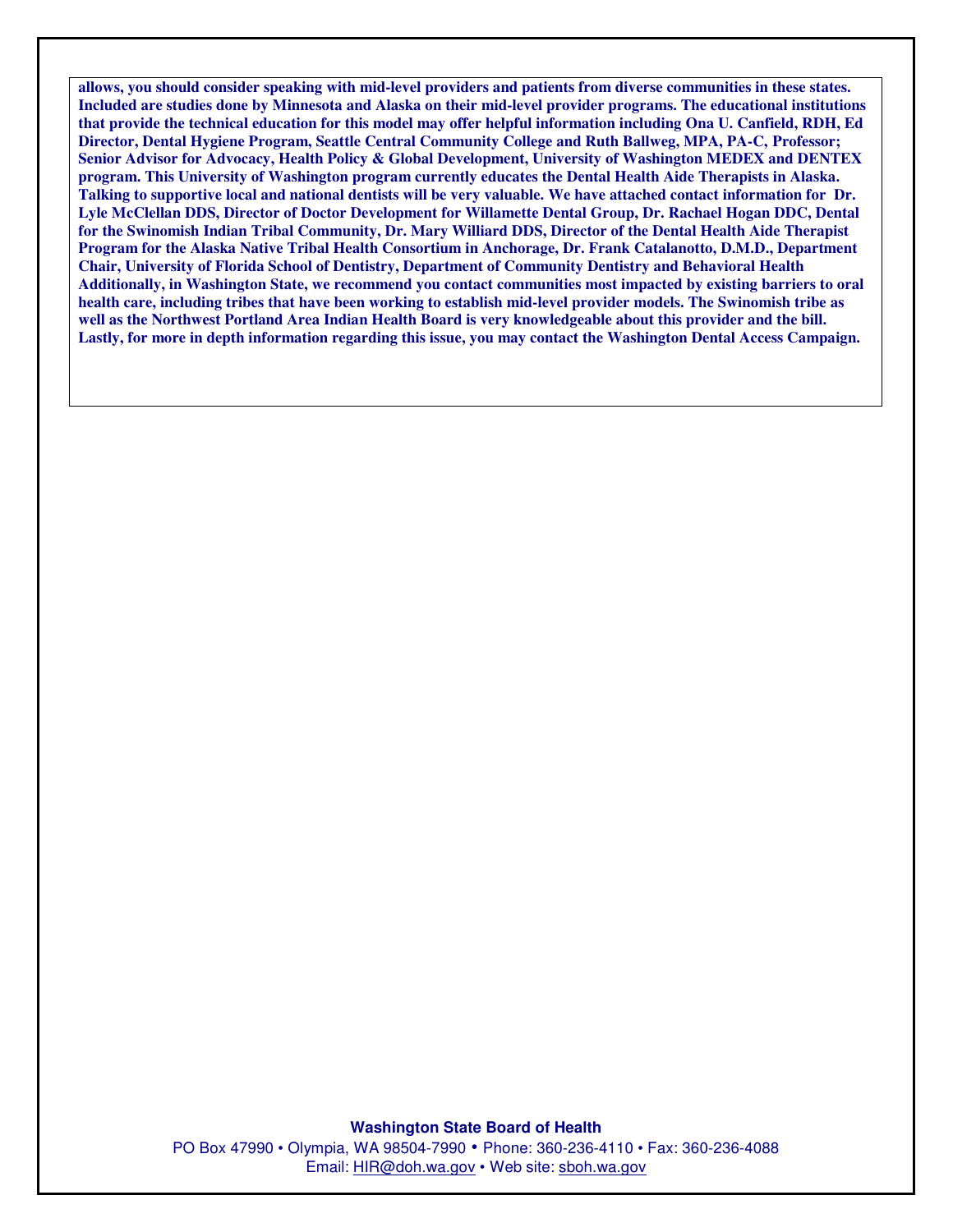**allows, you should consider speaking with mid-level providers and patients from diverse communities in these states. Included are studies done by Minnesota and Alaska on their mid-level provider programs. The educational institutions that provide the technical education for this model may offer helpful information including Ona U. Canfield, RDH, Ed Director, Dental Hygiene Program, Seattle Central Community College and Ruth Ballweg, MPA, PA-C, Professor; Senior Advisor for Advocacy, Health Policy & Global Development, University of Washington MEDEX and DENTEX program. This University of Washington program currently educates the Dental Health Aide Therapists in Alaska. Talking to supportive local and national dentists will be very valuable. We have attached contact information for Dr. Lyle McClellan DDS, Director of Doctor Development for Willamette Dental Group, Dr. Rachael Hogan DDC, Dental for the Swinomish Indian Tribal Community, Dr. Mary Williard DDS, Director of the Dental Health Aide Therapist Program for the Alaska Native Tribal Health Consortium in Anchorage, Dr. Frank Catalanotto, D.M.D., Department Chair, University of Florida School of Dentistry, Department of Community Dentistry and Behavioral Health Additionally, in Washington State, we recommend you contact communities most impacted by existing barriers to oral health care, including tribes that have been working to establish mid-level provider models. The Swinomish tribe as well as the Northwest Portland Area Indian Health Board is very knowledgeable about this provider and the bill. Lastly, for more in depth information regarding this issue, you may contact the Washington Dental Access Campaign.**

**Washington State Board of Health**
PO Box 47990 • Olympia, WA 98504-7990 • Phone: 360-236-4110 • Fax: 360-236-4088
Email: HIR@doh.wa.gov • Web site: sboh.wa.gov